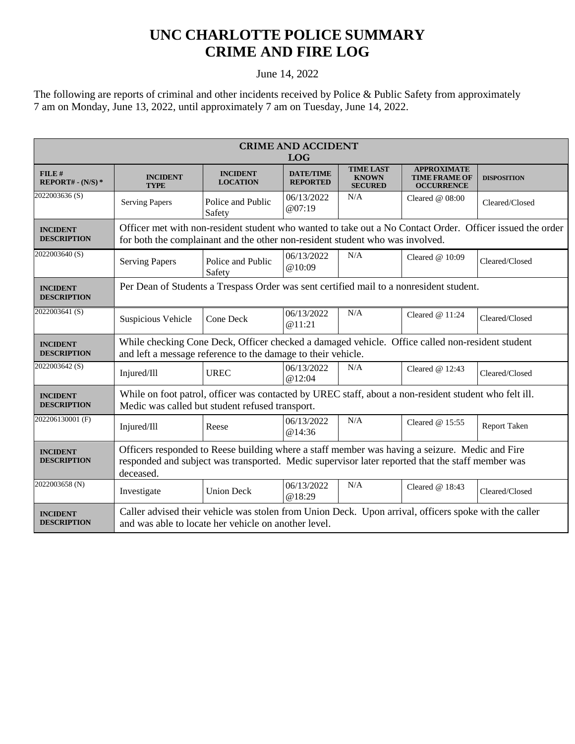# UNC CHARLOTTE POLICE SUMMARY
# CRIME AND FIRE LOG

June 14, 2022

The following are reports of criminal and other incidents received by Police & Public Safety from approximately 7 am on Monday, June 13, 2022, until approximately 7 am on Tuesday, June 14, 2022.

| CRIME AND ACCIDENT LOG | | | | | | |
|---|---|---|---|---|---|---|
| **FILE # REPORT# - (N/S) *** | **INCIDENT TYPE** | **INCIDENT LOCATION** | **DATE/TIME REPORTED** | **TIME LAST KNOWN SECURED** | **APPROXIMATE TIME FRAME OF OCCURRENCE** | **DISPOSITION** |
| 2022003636 (S) | Serving Papers | Police and Public Safety | 06/13/2022 @07:19 | N/A | Cleared @ 08:00 | Cleared/Closed |
| **INCIDENT DESCRIPTION** | Officer met with non-resident student who wanted to take out a No Contact Order. Officer issued the order for both the complainant and the other non-resident student who was involved. | | | | | |
| 2022003640 (S) | Serving Papers | Police and Public Safety | 06/13/2022 @10:09 | N/A | Cleared @ 10:09 | Cleared/Closed |
| **INCIDENT DESCRIPTION** | Per Dean of Students a Trespass Order was sent certified mail to a nonresident student. | | | | | |
| 2022003641 (S) | Suspicious Vehicle | Cone Deck | 06/13/2022 @11:21 | N/A | Cleared @ 11:24 | Cleared/Closed |
| **INCIDENT DESCRIPTION** | While checking Cone Deck, Officer checked a damaged vehicle. Office called non-resident student and left a message reference to the damage to their vehicle. | | | | | |
| 2022003642 (S) | Injured/Ill | UREC | 06/13/2022 @12:04 | N/A | Cleared @ 12:43 | Cleared/Closed |
| **INCIDENT DESCRIPTION** | While on foot patrol, officer was contacted by UREC staff, about a non-resident student who felt ill. Medic was called but student refused transport. | | | | | |
| 202206130001 (F) | Injured/Ill | Reese | 06/13/2022 @14:36 | N/A | Cleared @ 15:55 | Report Taken |
| **INCIDENT DESCRIPTION** | Officers responded to Reese building where a staff member was having a seizure. Medic and Fire responded and subject was transported. Medic supervisor later reported that the staff member was deceased. | | | | | |
| 2022003658 (N) | Investigate | Union Deck | 06/13/2022 @18:29 | N/A | Cleared @ 18:43 | Cleared/Closed |
| **INCIDENT DESCRIPTION** | Caller advised their vehicle was stolen from Union Deck. Upon arrival, officers spoke with the caller and was able to locate her vehicle on another level. | | | | | |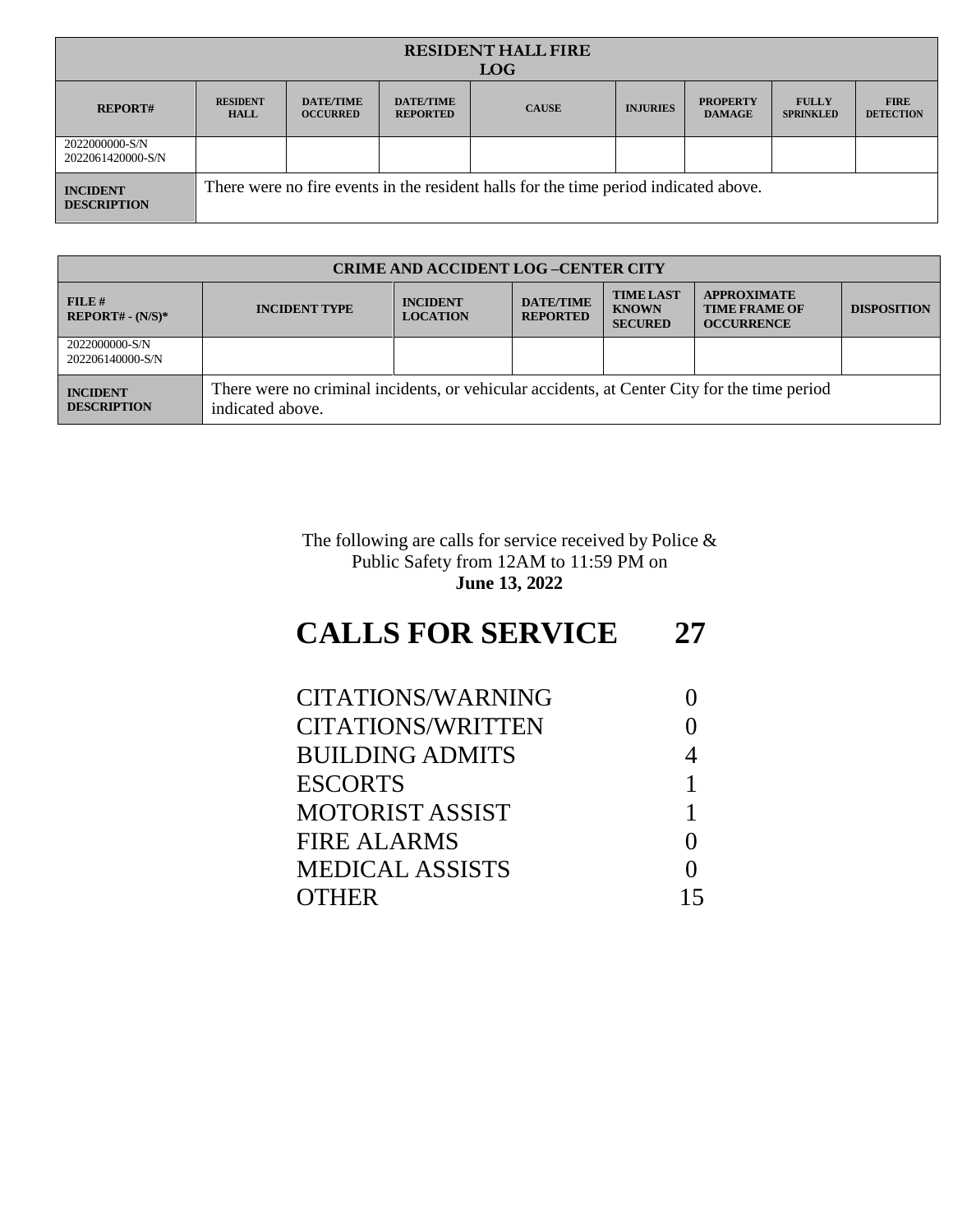| RESIDENT HALL FIRE LOG | | | | | | | | |
|---|---|---|---|---|---|---|---|---|
| **REPORT#** | **RESIDENT HALL** | **DATE/TIME OCCURRED** | **DATE/TIME REPORTED** | **CAUSE** | **INJURIES** | **PROPERTY DAMAGE** | **FULLY SPRINKLED** | **FIRE DETECTION** |
| 2022000000-S/N 2022061420000-S/N | | | | | | | | |
| **INCIDENT DESCRIPTION** | There were no fire events in the resident halls for the time period indicated above. | | | | | | | |

| CRIME AND ACCIDENT LOG –CENTER CITY | | | | | | |
|---|---|---|---|---|---|---|
| **FILE # REPORT# - (N/S)*** | **INCIDENT TYPE** | **INCIDENT LOCATION** | **DATE/TIME REPORTED** | **TIME LAST KNOWN SECURED** | **APPROXIMATE TIME FRAME OF OCCURRENCE** | **DISPOSITION** |
| 2022000000-S/N 202206140000-S/N | | | | | | |
| **INCIDENT DESCRIPTION** | There were no criminal incidents, or vehicular accidents, at Center City for the time period indicated above. | | | | | |

The following are calls for service received by Police & Public Safety from 12AM to 11:59 PM on
**June 13, 2022**

# CALLS FOR SERVICE 27

| | |
|---|---|
| CITATIONS/WARNING | 0 |
| CITATIONS/WRITTEN | 0 |
| BUILDING ADMITS | 4 |
| ESCORTS | 1 |
| MOTORIST ASSIST | 1 |
| FIRE ALARMS | 0 |
| MEDICAL ASSISTS | 0 |
| OTHER | 15 |